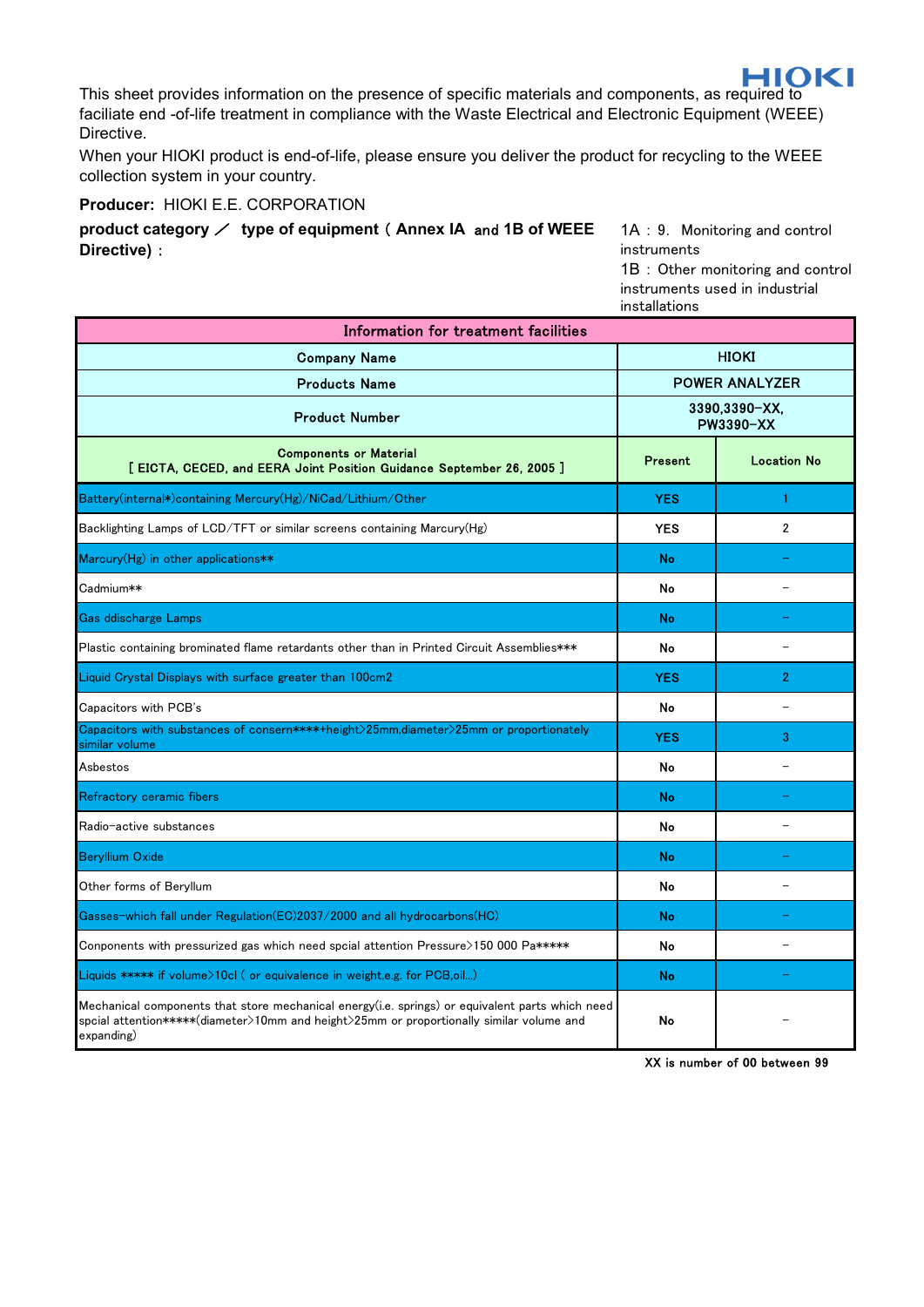HIOKI

This sheet provides information on the presence of specific materials and components, as required to faciliate end -of-life treatment in compliance with the Waste Electrical and Electronic Equipment (WEEE) Directive.

When your HIOKI product is end-of-life, please ensure you deliver the product for recycling to the WEEE collection system in your country.

**Producer:** HIOKI E.E. CORPORATION

**product category ／ type of equipment ( Annex IA and 1B of WEEE Directive) :**

1A : 9. Monitoring and control instruments
1B : Other monitoring and control instruments used in industrial installations

| Information for treatment facilities | | |
|---|---|---|
| Company Name | HIOKI | |
| Products Name | POWER ANALYZER | |
| Product Number | 3390,3390-XX, PW3390-XX | |
| Components or Material [ EICTA, CECED, and EERA Joint Position Guidance September 26, 2005 ] | Present | Location No |
| Battery(internal*)containing Mercury(Hg)/NiCad/Lithium/Other | YES | 1 |
| Backlighting Lamps of LCD/TFT or similar screens containing Marcury(Hg) | YES | 2 |
| Marcury(Hg) in other applications** | No | – |
| Cadmium** | No | – |
| Gas ddischarge Lamps | No | – |
| Plastic containing brominated flame retardants other than in Printed Circuit Assemblies*** | No | – |
| Liquid Crystal Displays with surface greater than 100cm2 | YES | 2 |
| Capacitors with PCB's | No | – |
| Capacitors with substances of consern****+height>25mm,diameter>25mm or proportionately similar volume | YES | 3 |
| Asbestos | No | – |
| Refractory ceramic fibers | No | – |
| Radio-active substances | No | – |
| Beryllium Oxide | No | – |
| Other forms of Beryllum | No | – |
| Gasses-which fall under Regulation(EC)2037/2000 and all hydrocarbons(HC) | No | – |
| Conponents with pressurized gas which need spcial attention Pressure>150 000 Pa***** | No | – |
| Liquids ***** if volume>10cl ( or equivalence in weight,e.g. for PCB,oil...) | No | – |
| Mechanical components that store mechanical energy(i.e. springs) or equivalent parts which need spcial attention*****(diameter>10mm and height>25mm or proportionally similar volume and expanding) | No | – |

XX is number of 00 between 99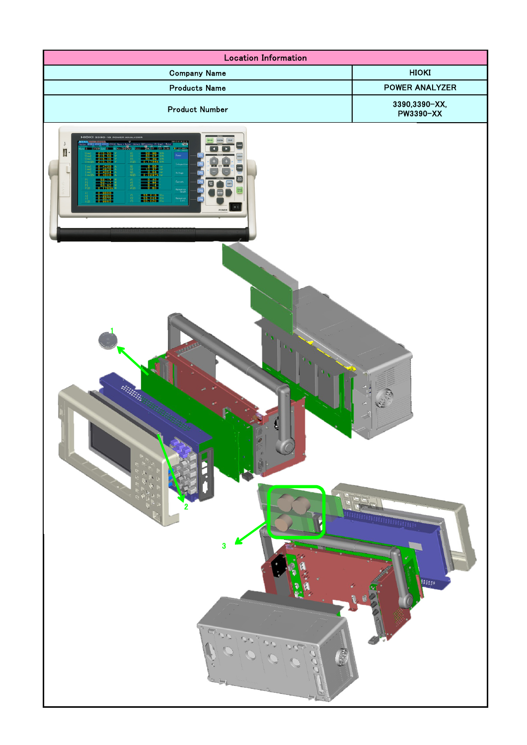| Location Information | |
|---|---|
| Company Name | HIOKI |
| Products Name | POWER ANALYZER |
| Product Number | 3390,3390-XX,<br>PW3390-XX |

1

2

3